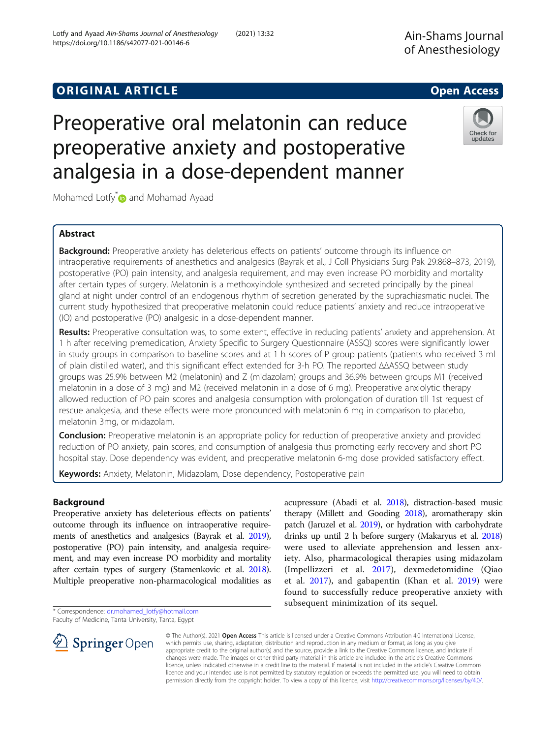ORIGINAL ARTICLE

Open Access

# Preoperative oral melatonin can reduce preoperative anxiety and postoperative analgesia in a dose-dependent manner

Mohamed Lotfy* and Mohamad Ayaad

## Abstract

**Background:** Preoperative anxiety has deleterious effects on patients' outcome through its influence on intraoperative requirements of anesthetics and analgesics (Bayrak et al., J Coll Physicians Surg Pak 29:868–873, 2019), postoperative (PO) pain intensity, and analgesia requirement, and may even increase PO morbidity and mortality after certain types of surgery. Melatonin is a methoxyindole synthesized and secreted principally by the pineal gland at night under control of an endogenous rhythm of secretion generated by the suprachiasmatic nuclei. The current study hypothesized that preoperative melatonin could reduce patients' anxiety and reduce intraoperative (IO) and postoperative (PO) analgesic in a dose-dependent manner.

**Results:** Preoperative consultation was, to some extent, effective in reducing patients' anxiety and apprehension. At 1 h after receiving premedication, Anxiety Specific to Surgery Questionnaire (ASSQ) scores were significantly lower in study groups in comparison to baseline scores and at 1 h scores of P group patients (patients who received 3 ml of plain distilled water), and this significant effect extended for 3-h PO. The reported ΔΔASSQ between study groups was 25.9% between M2 (melatonin) and Z (midazolam) groups and 36.9% between groups M1 (received melatonin in a dose of 3 mg) and M2 (received melatonin in a dose of 6 mg). Preoperative anxiolytic therapy allowed reduction of PO pain scores and analgesia consumption with prolongation of duration till 1st request of rescue analgesia, and these effects were more pronounced with melatonin 6 mg in comparison to placebo, melatonin 3mg, or midazolam.

**Conclusion:** Preoperative melatonin is an appropriate policy for reduction of preoperative anxiety and provided reduction of PO anxiety, pain scores, and consumption of analgesia thus promoting early recovery and short PO hospital stay. Dose dependency was evident, and preoperative melatonin 6-mg dose provided satisfactory effect.

**Keywords:** Anxiety, Melatonin, Midazolam, Dose dependency, Postoperative pain

## Background

Preoperative anxiety has deleterious effects on patients' outcome through its influence on intraoperative requirements of anesthetics and analgesics (Bayrak et al. 2019), postoperative (PO) pain intensity, and analgesia requirement, and may even increase PO morbidity and mortality after certain types of surgery (Stamenkovic et al. 2018). Multiple preoperative non-pharmacological modalities as acupressure (Abadi et al. 2018), distraction-based music therapy (Millett and Gooding 2018), aromatherapy skin patch (Jaruzel et al. 2019), or hydration with carbohydrate drinks up until 2 h before surgery (Makaryus et al. 2018) were used to alleviate apprehension and lessen anxiety. Also, pharmacological therapies using midazolam (Impellizzeri et al. 2017), dexmedetomidine (Qiao et al. 2017), and gabapentin (Khan et al. 2019) were found to successfully reduce preoperative anxiety with subsequent minimization of its sequel.

* Correspondence: dr.mohamed_lotfy@hotmail.com
Faculty of Medicine, Tanta University, Tanta, Egypt

© The Author(s). 2021 **Open Access** This article is licensed under a Creative Commons Attribution 4.0 International License, which permits use, sharing, adaptation, distribution and reproduction in any medium or format, as long as you give appropriate credit to the original author(s) and the source, provide a link to the Creative Commons licence, and indicate if changes were made. The images or other third party material in this article are included in the article's Creative Commons licence, unless indicated otherwise in a credit line to the material. If material is not included in the article's Creative Commons licence and your intended use is not permitted by statutory regulation or exceeds the permitted use, you will need to obtain permission directly from the copyright holder. To view a copy of this licence, visit http://creativecommons.org/licenses/by/4.0/.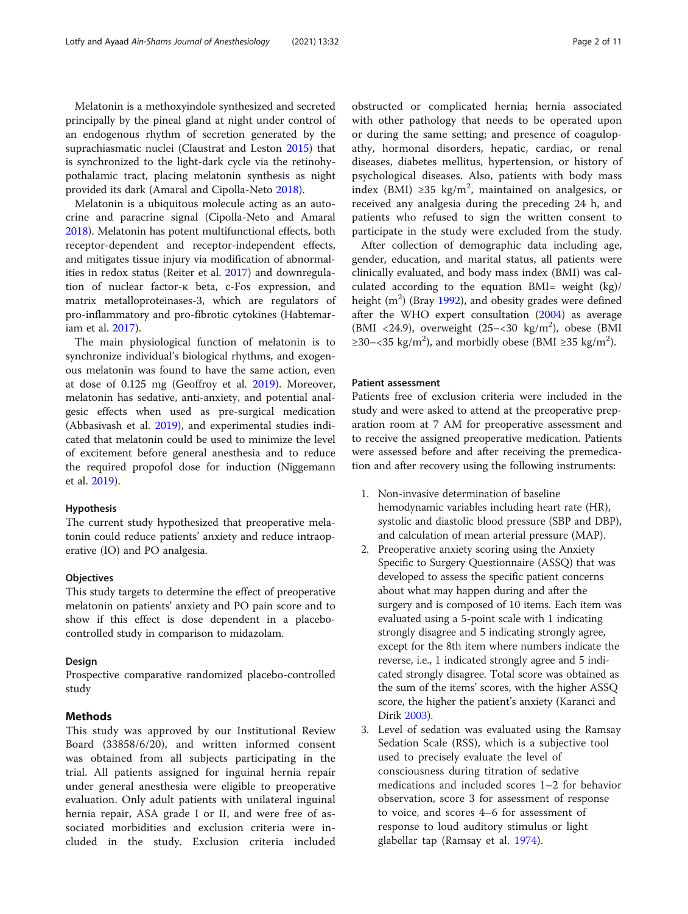Melatonin is a methoxyindole synthesized and secreted principally by the pineal gland at night under control of an endogenous rhythm of secretion generated by the suprachiasmatic nuclei (Claustrat and Leston 2015) that is synchronized to the light-dark cycle via the retinohypothalamic tract, placing melatonin synthesis as night provided its dark (Amaral and Cipolla-Neto 2018).

Melatonin is a ubiquitous molecule acting as an autocrine and paracrine signal (Cipolla-Neto and Amaral 2018). Melatonin has potent multifunctional effects, both receptor-dependent and receptor-independent effects, and mitigates tissue injury via modification of abnormalities in redox status (Reiter et al. 2017) and downregulation of nuclear factor-κ beta, c-Fos expression, and matrix metalloproteinases-3, which are regulators of pro-inflammatory and pro-fibrotic cytokines (Habtemariam et al. 2017).

The main physiological function of melatonin is to synchronize individual's biological rhythms, and exogenous melatonin was found to have the same action, even at dose of 0.125 mg (Geoffroy et al. 2019). Moreover, melatonin has sedative, anti-anxiety, and potential analgesic effects when used as pre-surgical medication (Abbasivash et al. 2019), and experimental studies indicated that melatonin could be used to minimize the level of excitement before general anesthesia and to reduce the required propofol dose for induction (Niggemann et al. 2019).

### Hypothesis

The current study hypothesized that preoperative melatonin could reduce patients' anxiety and reduce intraoperative (IO) and PO analgesia.

### Objectives

This study targets to determine the effect of preoperative melatonin on patients' anxiety and PO pain score and to show if this effect is dose dependent in a placebo-controlled study in comparison to midazolam.

### Design

Prospective comparative randomized placebo-controlled study

## Methods

This study was approved by our Institutional Review Board (33858/6/20), and written informed consent was obtained from all subjects participating in the trial. All patients assigned for inguinal hernia repair under general anesthesia were eligible to preoperative evaluation. Only adult patients with unilateral inguinal hernia repair, ASA grade I or II, and were free of associated morbidities and exclusion criteria were included in the study. Exclusion criteria included obstructed or complicated hernia; hernia associated with other pathology that needs to be operated upon or during the same setting; and presence of coagulopathy, hormonal disorders, hepatic, cardiac, or renal diseases, diabetes mellitus, hypertension, or history of psychological diseases. Also, patients with body mass index (BMI) ≥35 kg/m$^2$, maintained on analgesics, or received any analgesia during the preceding 24 h, and patients who refused to sign the written consent to participate in the study were excluded from the study.

After collection of demographic data including age, gender, education, and marital status, all patients were clinically evaluated, and body mass index (BMI) was calculated according to the equation BMI= weight (kg)/ height (m$^2$) (Bray 1992), and obesity grades were defined after the WHO expert consultation (2004) as average (BMI <24.9), overweight (25–<30 kg/m$^2$), obese (BMI ≥30–<35 kg/m$^2$), and morbidly obese (BMI ≥35 kg/m$^2$).

### Patient assessment

Patients free of exclusion criteria were included in the study and were asked to attend at the preoperative preparation room at 7 AM for preoperative assessment and to receive the assigned preoperative medication. Patients were assessed before and after receiving the premedication and after recovery using the following instruments:

1. Non-invasive determination of baseline hemodynamic variables including heart rate (HR), systolic and diastolic blood pressure (SBP and DBP), and calculation of mean arterial pressure (MAP).
2. Preoperative anxiety scoring using the Anxiety Specific to Surgery Questionnaire (ASSQ) that was developed to assess the specific patient concerns about what may happen during and after the surgery and is composed of 10 items. Each item was evaluated using a 5-point scale with 1 indicating strongly disagree and 5 indicating strongly agree, except for the 8th item where numbers indicate the reverse, i.e., 1 indicated strongly agree and 5 indicated strongly disagree. Total score was obtained as the sum of the items' scores, with the higher ASSQ score, the higher the patient's anxiety (Karanci and Dirik 2003).
3. Level of sedation was evaluated using the Ramsay Sedation Scale (RSS), which is a subjective tool used to precisely evaluate the level of consciousness during titration of sedative medications and included scores 1–2 for behavior observation, score 3 for assessment of response to voice, and scores 4–6 for assessment of response to loud auditory stimulus or light glabellar tap (Ramsay et al. 1974).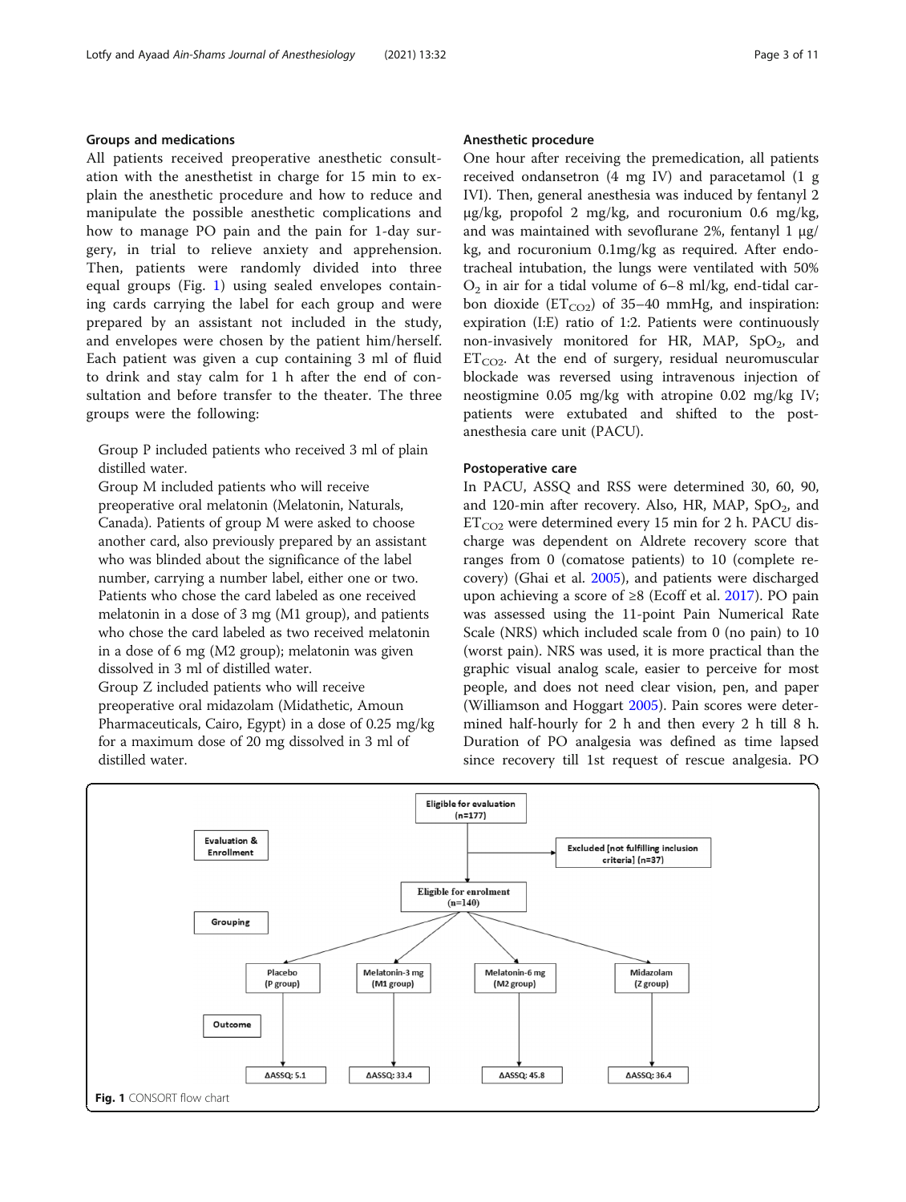## Groups and medications

All patients received preoperative anesthetic consultation with the anesthetist in charge for 15 min to explain the anesthetic procedure and how to reduce and manipulate the possible anesthetic complications and how to manage PO pain and the pain for 1-day surgery, in trial to relieve anxiety and apprehension. Then, patients were randomly divided into three equal groups (Fig. 1) using sealed envelopes containing cards carrying the label for each group and were prepared by an assistant not included in the study, and envelopes were chosen by the patient him/herself. Each patient was given a cup containing 3 ml of fluid to drink and stay calm for 1 h after the end of consultation and before transfer to the theater. The three groups were the following:

Group P included patients who received 3 ml of plain distilled water.

Group M included patients who will receive preoperative oral melatonin (Melatonin, Naturals, Canada). Patients of group M were asked to choose another card, also previously prepared by an assistant who was blinded about the significance of the label number, carrying a number label, either one or two. Patients who chose the card labeled as one received melatonin in a dose of 3 mg (M1 group), and patients who chose the card labeled as two received melatonin in a dose of 6 mg (M2 group); melatonin was given dissolved in 3 ml of distilled water.

Group Z included patients who will receive preoperative oral midazolam (Midathetic, Amoun Pharmaceuticals, Cairo, Egypt) in a dose of 0.25 mg/kg for a maximum dose of 20 mg dissolved in 3 ml of distilled water.

## Anesthetic procedure

One hour after receiving the premedication, all patients received ondansetron (4 mg IV) and paracetamol (1 g IVI). Then, general anesthesia was induced by fentanyl 2 μg/kg, propofol 2 mg/kg, and rocuronium 0.6 mg/kg, and was maintained with sevoflurane 2%, fentanyl 1 μg/kg, and rocuronium 0.1mg/kg as required. After endotracheal intubation, the lungs were ventilated with 50% $O_2$ in air for a tidal volume of 6–8 ml/kg, end-tidal carbon dioxide ($ET_{CO2}$) of 35–40 mmHg, and inspiration: expiration (I:E) ratio of 1:2. Patients were continuously non-invasively monitored for HR, MAP, $SpO_2$, and $ET_{CO2}$. At the end of surgery, residual neuromuscular blockade was reversed using intravenous injection of neostigmine 0.05 mg/kg with atropine 0.02 mg/kg IV; patients were extubated and shifted to the post-anesthesia care unit (PACU).

## Postoperative care

In PACU, ASSQ and RSS were determined 30, 60, 90, and 120-min after recovery. Also, HR, MAP, $SpO_2$, and $ET_{CO2}$ were determined every 15 min for 2 h. PACU discharge was dependent on Aldrete recovery score that ranges from 0 (comatose patients) to 10 (complete recovery) (Ghai et al. 2005), and patients were discharged upon achieving a score of ≥8 (Ecoff et al. 2017). PO pain was assessed using the 11-point Pain Numerical Rate Scale (NRS) which included scale from 0 (no pain) to 10 (worst pain). NRS was used, it is more practical than the graphic visual analog scale, easier to perceive for most people, and does not need clear vision, pen, and paper (Williamson and Hoggart 2005). Pain scores were determined half-hourly for 2 h and then every 2 h till 8 h. Duration of PO analgesia was defined as time lapsed since recovery till 1st request of rescue analgesia. PO

Evaluation & Enrollment: Eligible for evaluation (n=177) → Excluded [not fulfilling inclusion criteria] (n=37) → Eligible for enrolment (n=140)

Grouping: Placebo (P group); Melatonin-3 mg (M1 group); Melatonin-6 mg (M2 group); Midazolam (Z group)

Outcome: ΔASSQ: 5.1; ΔASSQ: 33.4; ΔASSQ: 45.8; ΔASSQ: 36.4

**Fig. 1** CONSORT flow chart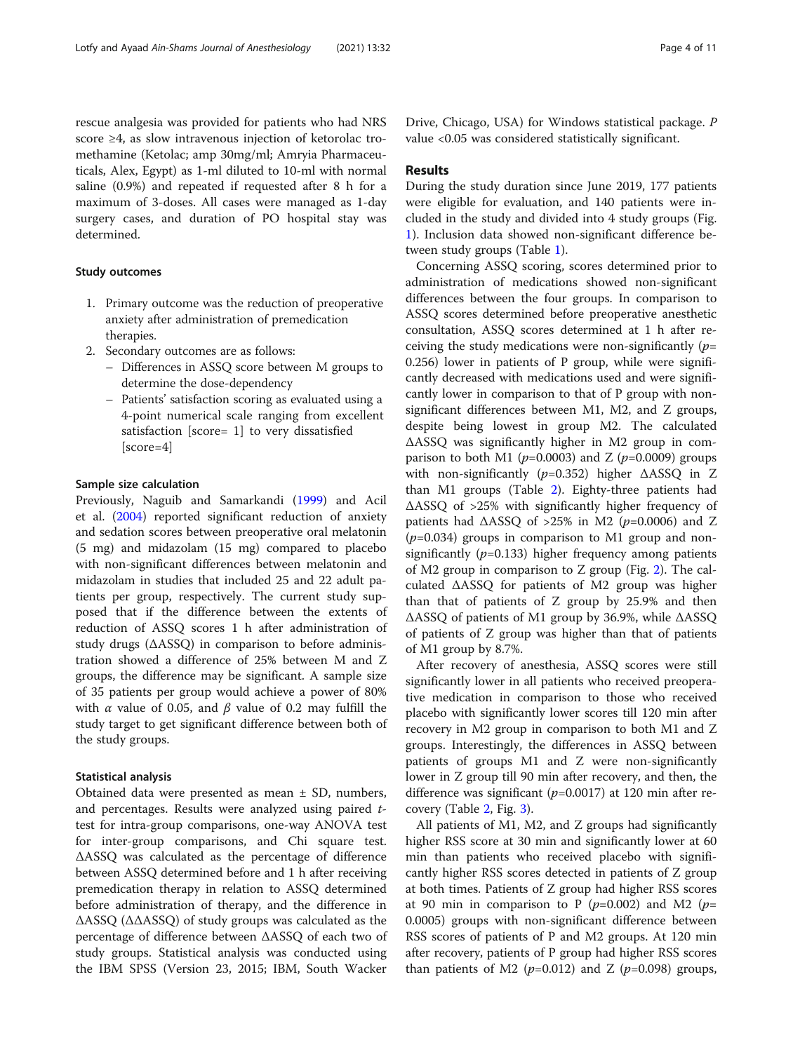rescue analgesia was provided for patients who had NRS score ≥4, as slow intravenous injection of ketorolac tromethamine (Ketolac; amp 30mg/ml; Amryia Pharmaceuticals, Alex, Egypt) as 1-ml diluted to 10-ml with normal saline (0.9%) and repeated if requested after 8 h for a maximum of 3-doses. All cases were managed as 1-day surgery cases, and duration of PO hospital stay was determined.

### Study outcomes

1. Primary outcome was the reduction of preoperative anxiety after administration of premedication therapies.
2. Secondary outcomes are as follows:
   - Differences in ASSQ score between M groups to determine the dose-dependency
   - Patients' satisfaction scoring as evaluated using a 4-point numerical scale ranging from excellent satisfaction [score= 1] to very dissatisfied [score=4]

### Sample size calculation

Previously, Naguib and Samarkandi (1999) and Acil et al. (2004) reported significant reduction of anxiety and sedation scores between preoperative oral melatonin (5 mg) and midazolam (15 mg) compared to placebo with non-significant differences between melatonin and midazolam in studies that included 25 and 22 adult patients per group, respectively. The current study supposed that if the difference between the extents of reduction of ASSQ scores 1 h after administration of study drugs (ΔASSQ) in comparison to before administration showed a difference of 25% between M and Z groups, the difference may be significant. A sample size of 35 patients per group would achieve a power of 80% with $\alpha$ value of 0.05, and $\beta$ value of 0.2 may fulfill the study target to get significant difference between both of the study groups.

### Statistical analysis

Obtained data were presented as mean ± SD, numbers, and percentages. Results were analyzed using paired *t*-test for intra-group comparisons, one-way ANOVA test for inter-group comparisons, and Chi square test. ΔASSQ was calculated as the percentage of difference between ASSQ determined before and 1 h after receiving premedication therapy in relation to ASSQ determined before administration of therapy, and the difference in ΔASSQ (ΔΔASSQ) of study groups was calculated as the percentage of difference between ΔASSQ of each two of study groups. Statistical analysis was conducted using the IBM SPSS (Version 23, 2015; IBM, South Wacker Drive, Chicago, USA) for Windows statistical package. *P* value <0.05 was considered statistically significant.

## Results

During the study duration since June 2019, 177 patients were eligible for evaluation, and 140 patients were included in the study and divided into 4 study groups (Fig. 1). Inclusion data showed non-significant difference between study groups (Table 1).

Concerning ASSQ scoring, scores determined prior to administration of medications showed non-significant differences between the four groups. In comparison to ASSQ scores determined before preoperative anesthetic consultation, ASSQ scores determined at 1 h after receiving the study medications were non-significantly ($p$= 0.256) lower in patients of P group, while were significantly decreased with medications used and were significantly lower in comparison to that of P group with non-significant differences between M1, M2, and Z groups, despite being lowest in group M2. The calculated ΔASSQ was significantly higher in M2 group in comparison to both M1 ($p$=0.0003) and Z ($p$=0.0009) groups with non-significantly ($p$=0.352) higher ΔASSQ in Z than M1 groups (Table 2). Eighty-three patients had ΔASSQ of >25% with significantly higher frequency of patients had ΔASSQ of >25% in M2 ($p$=0.0006) and Z ($p$=0.034) groups in comparison to M1 group and non-significantly ($p$=0.133) higher frequency among patients of M2 group in comparison to Z group (Fig. 2). The calculated ΔASSQ for patients of M2 group was higher than that of patients of Z group by 25.9% and then ΔASSQ of patients of M1 group by 36.9%, while ΔASSQ of patients of Z group was higher than that of patients of M1 group by 8.7%.

After recovery of anesthesia, ASSQ scores were still significantly lower in all patients who received preoperative medication in comparison to those who received placebo with significantly lower scores till 120 min after recovery in M2 group in comparison to both M1 and Z groups. Interestingly, the differences in ASSQ between patients of groups M1 and Z were non-significantly lower in Z group till 90 min after recovery, and then, the difference was significant ($p$=0.0017) at 120 min after recovery (Table 2, Fig. 3).

All patients of M1, M2, and Z groups had significantly higher RSS score at 30 min and significantly lower at 60 min than patients who received placebo with significantly higher RSS scores detected in patients of Z group at both times. Patients of Z group had higher RSS scores at 90 min in comparison to P ($p$=0.002) and M2 ($p$= 0.0005) groups with non-significant difference between RSS scores of patients of P and M2 groups. At 120 min after recovery, patients of P group had higher RSS scores than patients of M2 ($p$=0.012) and Z ($p$=0.098) groups,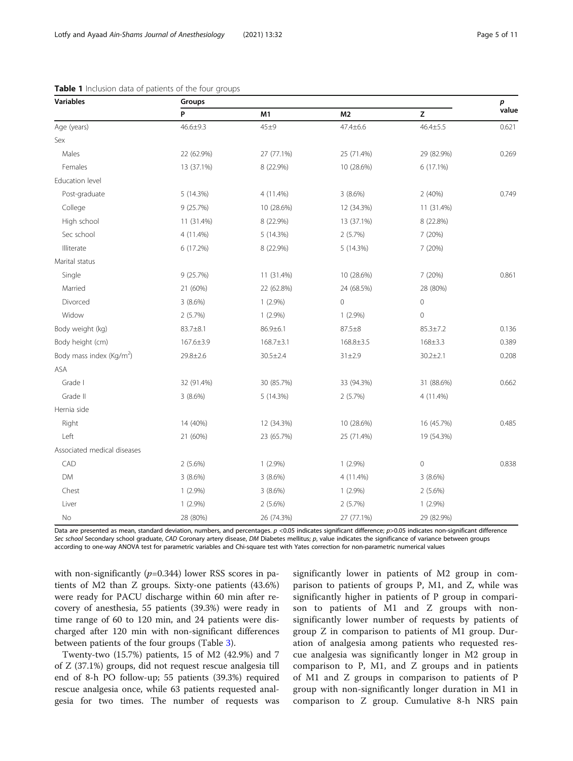**Table 1** Inclusion data of patients of the four groups

| Variables | Groups | | | | *p* value |
|---|---|---|---|---|---|
| | P | M1 | M2 | Z | |
| Age (years) | 46.6±9.3 | 45±9 | 47.4±6.6 | 46.4±5.5 | 0.621 |
| Sex | | | | | |
| Males | 22 (62.9%) | 27 (77.1%) | 25 (71.4%) | 29 (82.9%) | 0.269 |
| Females | 13 (37.1%) | 8 (22.9%) | 10 (28.6%) | 6 (17.1%) | |
| Education level | | | | | |
| Post-graduate | 5 (14.3%) | 4 (11.4%) | 3 (8.6%) | 2 (40%) | 0.749 |
| College | 9 (25.7%) | 10 (28.6%) | 12 (34.3%) | 11 (31.4%) | |
| High school | 11 (31.4%) | 8 (22.9%) | 13 (37.1%) | 8 (22.8%) | |
| Sec school | 4 (11.4%) | 5 (14.3%) | 2 (5.7%) | 7 (20%) | |
| Illiterate | 6 (17.2%) | 8 (22.9%) | 5 (14.3%) | 7 (20%) | |
| Marital status | | | | | |
| Single | 9 (25.7%) | 11 (31.4%) | 10 (28.6%) | 7 (20%) | 0.861 |
| Married | 21 (60%) | 22 (62.8%) | 24 (68.5%) | 28 (80%) | |
| Divorced | 3 (8.6%) | 1 (2.9%) | 0 | 0 | |
| Widow | 2 (5.7%) | 1 (2.9%) | 1 (2.9%) | 0 | |
| Body weight (kg) | 83.7±8.1 | 86.9±6.1 | 87.5±8 | 85.3±7.2 | 0.136 |
| Body height (cm) | 167.6±3.9 | 168.7±3.1 | 168.8±3.5 | 168±3.3 | 0.389 |
| Body mass index (Kg/m$^2$) | 29.8±2.6 | 30.5±2.4 | 31±2.9 | 30.2±2.1 | 0.208 |
| ASA | | | | | |
| Grade I | 32 (91.4%) | 30 (85.7%) | 33 (94.3%) | 31 (88.6%) | 0.662 |
| Grade II | 3 (8.6%) | 5 (14.3%) | 2 (5.7%) | 4 (11.4%) | |
| Hernia side | | | | | |
| Right | 14 (40%) | 12 (34.3%) | 10 (28.6%) | 16 (45.7%) | 0.485 |
| Left | 21 (60%) | 23 (65.7%) | 25 (71.4%) | 19 (54.3%) | |
| Associated medical diseases | | | | | |
| CAD | 2 (5.6%) | 1 (2.9%) | 1 (2.9%) | 0 | 0.838 |
| DM | 3 (8.6%) | 3 (8.6%) | 4 (11.4%) | 3 (8.6%) | |
| Chest | 1 (2.9%) | 3 (8.6%) | 1 (2.9%) | 2 (5.6%) | |
| Liver | 1 (2.9%) | 2 (5.6%) | 2 (5.7%) | 1 (2.9%) | |
| No | 28 (80%) | 26 (74.3%) | 27 (77.1%) | 29 (82.9%) | |

Data are presented as mean, standard deviation, numbers, and percentages. $p$ <0.05 indicates significant difference; $p$>0.05 indicates non-significant difference
*Sec school* Secondary school graduate, *CAD* Coronary artery disease, *DM* Diabetes mellitus; *p*, value indicates the significance of variance between groups according to one-way ANOVA test for parametric variables and Chi-square test with Yates correction for non-parametric numerical values

with non-significantly ($p$=0.344) lower RSS scores in patients of M2 than Z groups. Sixty-one patients (43.6%) were ready for PACU discharge within 60 min after recovery of anesthesia, 55 patients (39.3%) were ready in time range of 60 to 120 min, and 24 patients were discharged after 120 min with non-significant differences between patients of the four groups (Table 3).

Twenty-two (15.7%) patients, 15 of M2 (42.9%) and 7 of Z (37.1%) groups, did not request rescue analgesia till end of 8-h PO follow-up; 55 patients (39.3%) required rescue analgesia once, while 63 patients requested analgesia for two times. The number of requests was significantly lower in patients of M2 group in comparison to patients of groups P, M1, and Z, while was significantly higher in patients of P group in comparison to patients of M1 and Z groups with non-significantly lower number of requests by patients of group Z in comparison to patients of M1 group. Duration of analgesia among patients who requested rescue analgesia was significantly longer in M2 group in comparison to P, M1, and Z groups and in patients of M1 and Z groups in comparison to patients of P group with non-significantly longer duration in M1 in comparison to Z group. Cumulative 8-h NRS pain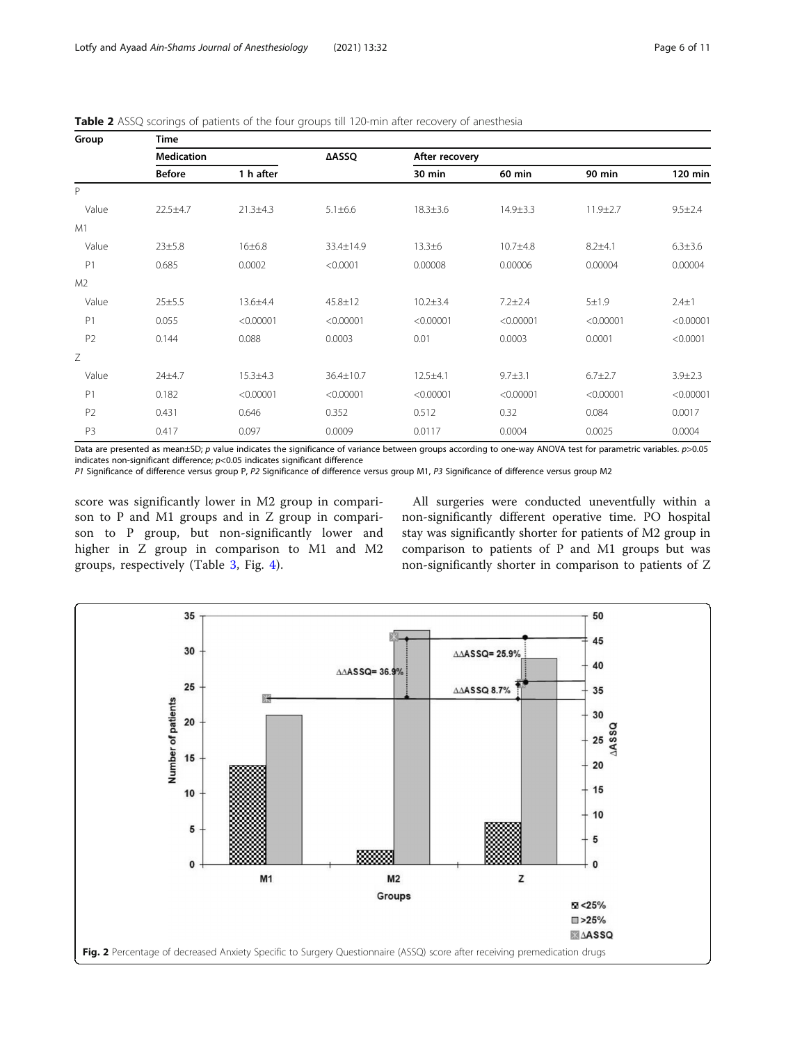**Table 2** ASSQ scorings of patients of the four groups till 120-min after recovery of anesthesia

| Group | Time | | | | | | |
|---|---|---|---|---|---|---|---|
| | Medication | | ΔASSQ | After recovery | | | |
| | Before | 1 h after | | 30 min | 60 min | 90 min | 120 min |
| P | | | | | | | |
| Value | 22.5±4.7 | 21.3±4.3 | 5.1±6.6 | 18.3±3.6 | 14.9±3.3 | 11.9±2.7 | 9.5±2.4 |
| M1 | | | | | | | |
| Value | 23±5.8 | 16±6.8 | 33.4±14.9 | 13.3±6 | 10.7±4.8 | 8.2±4.1 | 6.3±3.6 |
| P1 | 0.685 | 0.0002 | <0.0001 | 0.00008 | 0.00006 | 0.00004 | 0.00004 |
| M2 | | | | | | | |
| Value | 25±5.5 | 13.6±4.4 | 45.8±12 | 10.2±3.4 | 7.2±2.4 | 5±1.9 | 2.4±1 |
| P1 | 0.055 | <0.00001 | <0.00001 | <0.00001 | <0.00001 | <0.00001 | <0.00001 |
| P2 | 0.144 | 0.088 | 0.0003 | 0.01 | 0.0003 | 0.0001 | <0.0001 |
| Z | | | | | | | |
| Value | 24±4.7 | 15.3±4.3 | 36.4±10.7 | 12.5±4.1 | 9.7±3.1 | 6.7±2.7 | 3.9±2.3 |
| P1 | 0.182 | <0.00001 | <0.00001 | <0.00001 | <0.00001 | <0.00001 | <0.00001 |
| P2 | 0.431 | 0.646 | 0.352 | 0.512 | 0.32 | 0.084 | 0.0017 |
| P3 | 0.417 | 0.097 | 0.0009 | 0.0117 | 0.0004 | 0.0025 | 0.0004 |

Data are presented as mean±SD; *p* value indicates the significance of variance between groups according to one-way ANOVA test for parametric variables. $p>0.05$ indicates non-significant difference; $p<0.05$ indicates significant difference

*P1* Significance of difference versus group P, *P2* Significance of difference versus group M1, *P3* Significance of difference versus group M2

score was significantly lower in M2 group in comparison to P and M1 groups and in Z group in comparison to P group, but non-significantly lower and higher in Z group in comparison to M1 and M2 groups, respectively (Table 3, Fig. 4).

All surgeries were conducted uneventfully within a non-significantly different operative time. PO hospital stay was significantly shorter for patients of M2 group in comparison to patients of P and M1 groups but was non-significantly shorter in comparison to patients of Z

**Fig. 2** Percentage of decreased Anxiety Specific to Surgery Questionnaire (ASSQ) score after receiving premedication drugs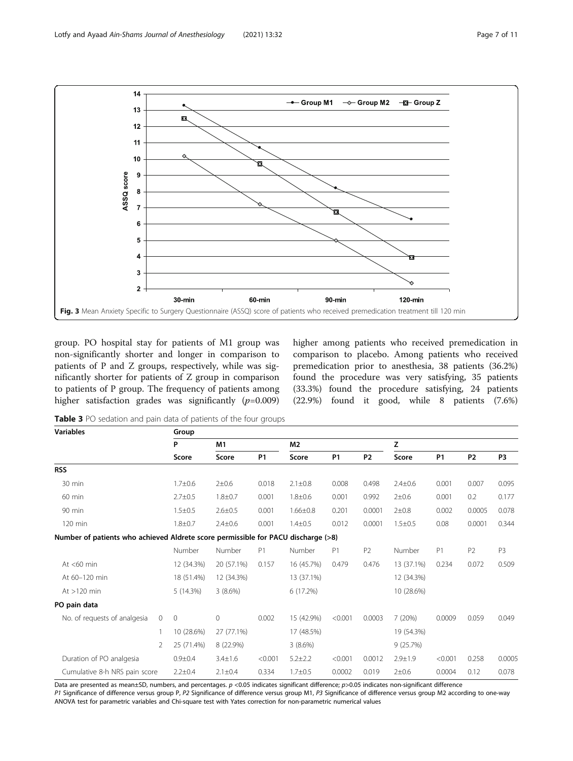Fig. 3 Mean Anxiety Specific to Surgery Questionnaire (ASSQ) score of patients who received premedication treatment till 120 min

group. PO hospital stay for patients of M1 group was non-significantly shorter and longer in comparison to patients of P and Z groups, respectively, while was significantly shorter for patients of Z group in comparison to patients of P group. The frequency of patients among higher satisfaction grades was significantly ($p$=0.009) higher among patients who received premedication in comparison to placebo. Among patients who received premedication prior to anesthesia, 38 patients (36.2%) found the procedure was very satisfying, 35 patients (33.3%) found the procedure satisfying, 24 patients (22.9%) found it good, while 8 patients (7.6%)

**Table 3** PO sedation and pain data of patients of the four groups

| Variables | | Group | | | | | | | | | |
|---|---|---|---|---|---|---|---|---|---|---|---|
| | | P | M1 | | M2 | | | Z | | | |
| | | Score | Score | P1 | Score | P1 | P2 | Score | P1 | P2 | P3 |
| **RSS** | | | | | | | | | | | |
| 30 min | | 1.7±0.6 | 2±0.6 | 0.018 | 2.1±0.8 | 0.008 | 0.498 | 2.4±0.6 | 0.001 | 0.007 | 0.095 |
| 60 min | | 2.7±0.5 | 1.8±0.7 | 0.001 | 1.8±0.6 | 0.001 | 0.992 | 2±0.6 | 0.001 | 0.2 | 0.177 |
| 90 min | | 1.5±0.5 | 2.6±0.5 | 0.001 | 1.66±0.8 | 0.201 | 0.0001 | 2±0.8 | 0.002 | 0.0005 | 0.078 |
| 120 min | | 1.8±0.7 | 2.4±0.6 | 0.001 | 1.4±0.5 | 0.012 | 0.0001 | 1.5±0.5 | 0.08 | 0.0001 | 0.344 |
| **Number of patients who achieved Aldrete score permissible for PACU discharge (>8)** | | | | | | | | | | | |
| | | Number | Number | P1 | Number | P1 | P2 | Number | P1 | P2 | P3 |
| At <60 min | | 12 (34.3%) | 20 (57.1%) | 0.157 | 16 (45.7%) | 0.479 | 0.476 | 13 (37.1%) | 0.234 | 0.072 | 0.509 |
| At 60–120 min | | 18 (51.4%) | 12 (34.3%) | | 13 (37.1%) | | | 12 (34.3%) | | | |
| At >120 min | | 5 (14.3%) | 3 (8.6%) | | 6 (17.2%) | | | 10 (28.6%) | | | |
| **PO pain data** | | | | | | | | | | | |
| No. of requests of analgesia | 0 | 0 | 0 | 0.002 | 15 (42.9%) | <0.001 | 0.0003 | 7 (20%) | 0.0009 | 0.059 | 0.049 |
| | 1 | 10 (28.6%) | 27 (77.1%) | | 17 (48.5%) | | | 19 (54.3%) | | | |
| | 2 | 25 (71.4%) | 8 (22.9%) | | 3 (8.6%) | | | 9 (25.7%) | | | |
| Duration of PO analgesia | | 0.9±0.4 | 3.4±1.6 | <0.001 | 5.2±2.2 | <0.001 | 0.0012 | 2.9±1.9 | <0.001 | 0.258 | 0.0005 |
| Cumulative 8-h NRS pain score | | 2.2±0.4 | 2.1±0.4 | 0.334 | 1.7±0.5 | 0.0002 | 0.019 | 2±0.6 | 0.0004 | 0.12 | 0.078 |

Data are presented as mean±SD, numbers, and percentages. $p$ <0.05 indicates significant difference; $p$>0.05 indicates non-significant difference

*P1* Significance of difference versus group P, *P2* Significance of difference versus group M1, *P3* Significance of difference versus group M2 according to one-way ANOVA test for parametric variables and Chi-square test with Yates correction for non-parametric numerical values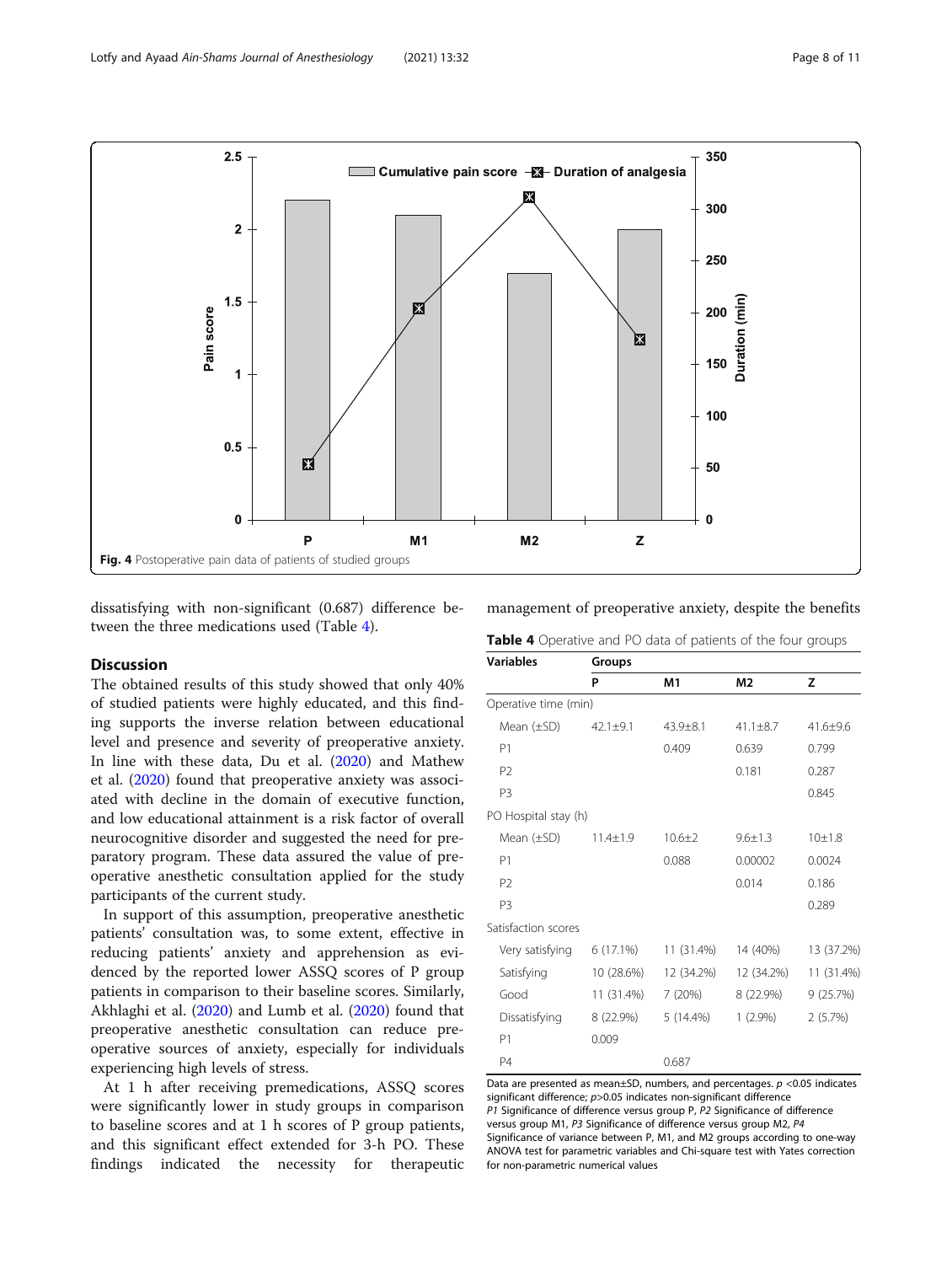Fig. 4 Postoperative pain data of patients of studied groups

dissatisfying with non-significant (0.687) difference between the three medications used (Table 4).

## Discussion

The obtained results of this study showed that only 40% of studied patients were highly educated, and this finding supports the inverse relation between educational level and presence and severity of preoperative anxiety. In line with these data, Du et al. (2020) and Mathew et al. (2020) found that preoperative anxiety was associated with decline in the domain of executive function, and low educational attainment is a risk factor of overall neurocognitive disorder and suggested the need for preparatory program. These data assured the value of preoperative anesthetic consultation applied for the study participants of the current study.

In support of this assumption, preoperative anesthetic patients' consultation was, to some extent, effective in reducing patients' anxiety and apprehension as evidenced by the reported lower ASSQ scores of P group patients in comparison to their baseline scores. Similarly, Akhlaghi et al. (2020) and Lumb et al. (2020) found that preoperative anesthetic consultation can reduce preoperative sources of anxiety, especially for individuals experiencing high levels of stress.

At 1 h after receiving premedications, ASSQ scores were significantly lower in study groups in comparison to baseline scores and at 1 h scores of P group patients, and this significant effect extended for 3-h PO. These findings indicated the necessity for therapeutic management of preoperative anxiety, despite the benefits

**Table 4** Operative and PO data of patients of the four groups

| Variables | Groups | | | |
|---|---|---|---|---|
| | P | M1 | M2 | Z |
| Operative time (min) | | | | |
| Mean (±SD) | 42.1±9.1 | 43.9±8.1 | 41.1±8.7 | 41.6±9.6 |
| P1 | | 0.409 | 0.639 | 0.799 |
| P2 | | | 0.181 | 0.287 |
| P3 | | | | 0.845 |
| PO Hospital stay (h) | | | | |
| Mean (±SD) | 11.4±1.9 | 10.6±2 | 9.6±1.3 | 10±1.8 |
| P1 | | 0.088 | 0.00002 | 0.0024 |
| P2 | | | 0.014 | 0.186 |
| P3 | | | | 0.289 |
| Satisfaction scores | | | | |
| Very satisfying | 6 (17.1%) | 11 (31.4%) | 14 (40%) | 13 (37.2%) |
| Satisfying | 10 (28.6%) | 12 (34.2%) | 12 (34.2%) | 11 (31.4%) |
| Good | 11 (31.4%) | 7 (20%) | 8 (22.9%) | 9 (25.7%) |
| Dissatisfying | 8 (22.9%) | 5 (14.4%) | 1 (2.9%) | 2 (5.7%) |
| P1 | 0.009 | | | |
| P4 | | 0.687 | | |

Data are presented as mean±SD, numbers, and percentages. $p$ <0.05 indicates significant difference; $p$>0.05 indicates non-significant difference
*P1* Significance of difference versus group P, *P2* Significance of difference versus group M1, *P3* Significance of difference versus group M2, *P4* Significance of variance between P, M1, and M2 groups according to one-way ANOVA test for parametric variables and Chi-square test with Yates correction for non-parametric numerical values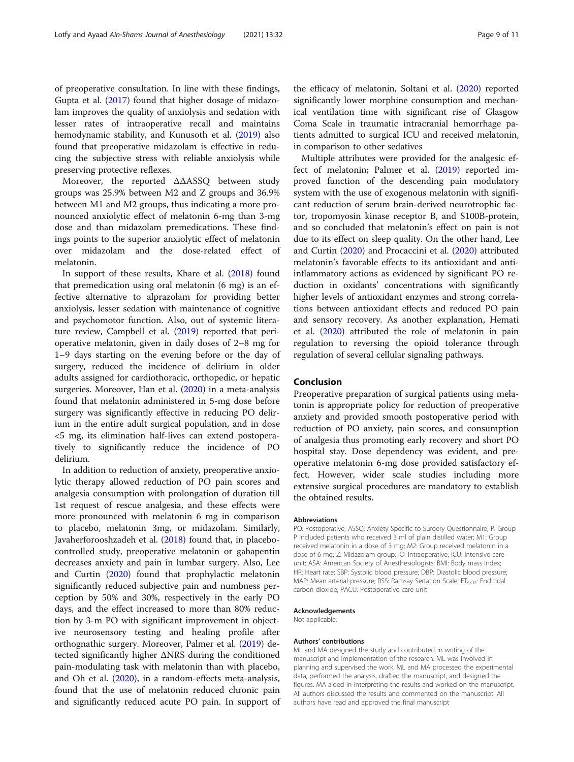of preoperative consultation. In line with these findings, Gupta et al. (2017) found that higher dosage of midazolam improves the quality of anxiolysis and sedation with lesser rates of intraoperative recall and maintains hemodynamic stability, and Kunusoth et al. (2019) also found that preoperative midazolam is effective in reducing the subjective stress with reliable anxiolysis while preserving protective reflexes.

Moreover, the reported ΔΔASSQ between study groups was 25.9% between M2 and Z groups and 36.9% between M1 and M2 groups, thus indicating a more pronounced anxiolytic effect of melatonin 6-mg than 3-mg dose and than midazolam premedications. These findings points to the superior anxiolytic effect of melatonin over midazolam and the dose-related effect of melatonin.

In support of these results, Khare et al. (2018) found that premedication using oral melatonin (6 mg) is an effective alternative to alprazolam for providing better anxiolysis, lesser sedation with maintenance of cognitive and psychomotor function. Also, out of systemic literature review, Campbell et al. (2019) reported that perioperative melatonin, given in daily doses of 2–8 mg for 1–9 days starting on the evening before or the day of surgery, reduced the incidence of delirium in older adults assigned for cardiothoracic, orthopedic, or hepatic surgeries. Moreover, Han et al. (2020) in a meta-analysis found that melatonin administered in 5-mg dose before surgery was significantly effective in reducing PO delirium in the entire adult surgical population, and in dose <5 mg, its elimination half-lives can extend postoperatively to significantly reduce the incidence of PO delirium.

In addition to reduction of anxiety, preoperative anxiolytic therapy allowed reduction of PO pain scores and analgesia consumption with prolongation of duration till 1st request of rescue analgesia, and these effects were more pronounced with melatonin 6 mg in comparison to placebo, melatonin 3mg, or midazolam. Similarly, Javaherforooshzadeh et al. (2018) found that, in placebo-controlled study, preoperative melatonin or gabapentin decreases anxiety and pain in lumbar surgery. Also, Lee and Curtin (2020) found that prophylactic melatonin significantly reduced subjective pain and numbness perception by 50% and 30%, respectively in the early PO days, and the effect increased to more than 80% reduction by 3-m PO with significant improvement in objective neurosensory testing and healing profile after orthognathic surgery. Moreover, Palmer et al. (2019) detected significantly higher ΔNRS during the conditioned pain-modulating task with melatonin than with placebo, and Oh et al. (2020), in a random-effects meta-analysis, found that the use of melatonin reduced chronic pain and significantly reduced acute PO pain. In support of the efficacy of melatonin, Soltani et al. (2020) reported significantly lower morphine consumption and mechanical ventilation time with significant rise of Glasgow Coma Scale in traumatic intracranial hemorrhage patients admitted to surgical ICU and received melatonin, in comparison to other sedatives

Multiple attributes were provided for the analgesic effect of melatonin; Palmer et al. (2019) reported improved function of the descending pain modulatory system with the use of exogenous melatonin with significant reduction of serum brain-derived neurotrophic factor, tropomyosin kinase receptor B, and S100B-protein, and so concluded that melatonin's effect on pain is not due to its effect on sleep quality. On the other hand, Lee and Curtin (2020) and Procaccini et al. (2020) attributed melatonin's favorable effects to its antioxidant and anti-inflammatory actions as evidenced by significant PO reduction in oxidants' concentrations with significantly higher levels of antioxidant enzymes and strong correlations between antioxidant effects and reduced PO pain and sensory recovery. As another explanation, Hemati et al. (2020) attributed the role of melatonin in pain regulation to reversing the opioid tolerance through regulation of several cellular signaling pathways.

## Conclusion

Preoperative preparation of surgical patients using melatonin is appropriate policy for reduction of preoperative anxiety and provided smooth postoperative period with reduction of PO anxiety, pain scores, and consumption of analgesia thus promoting early recovery and short PO hospital stay. Dose dependency was evident, and preoperative melatonin 6-mg dose provided satisfactory effect. However, wider scale studies including more extensive surgical procedures are mandatory to establish the obtained results.

#### Abbreviations

PO: Postoperative; ASSQ: Anxiety Specific to Surgery Questionnaire; P: Group P included patients who received 3 ml of plain distilled water; M1: Group received melatonin in a dose of 3 mg; M2: Group received melatonin in a dose of 6 mg; Z: Midazolam group; IO: Intraoperative; ICU: Intensive care unit; ASA: American Society of Anesthesiologists; BMI: Body mass index; HR: Heart rate; SBP: Systolic blood pressure; DBP: Diastolic blood pressure; MAP: Mean arterial pressure; RSS: Ramsay Sedation Scale; $ET_{CO2}$: End tidal carbon dioxide; PACU: Postoperative care unit

#### Acknowledgements

Not applicable.

#### Authors' contributions

ML and MA designed the study and contributed in writing of the manuscript and implementation of the research. ML was involved in planning and supervised the work. ML and MA processed the experimental data, performed the analysis, drafted the manuscript, and designed the figures. MA aided in interpreting the results and worked on the manuscript. All authors discussed the results and commented on the manuscript. All authors have read and approved the final manuscript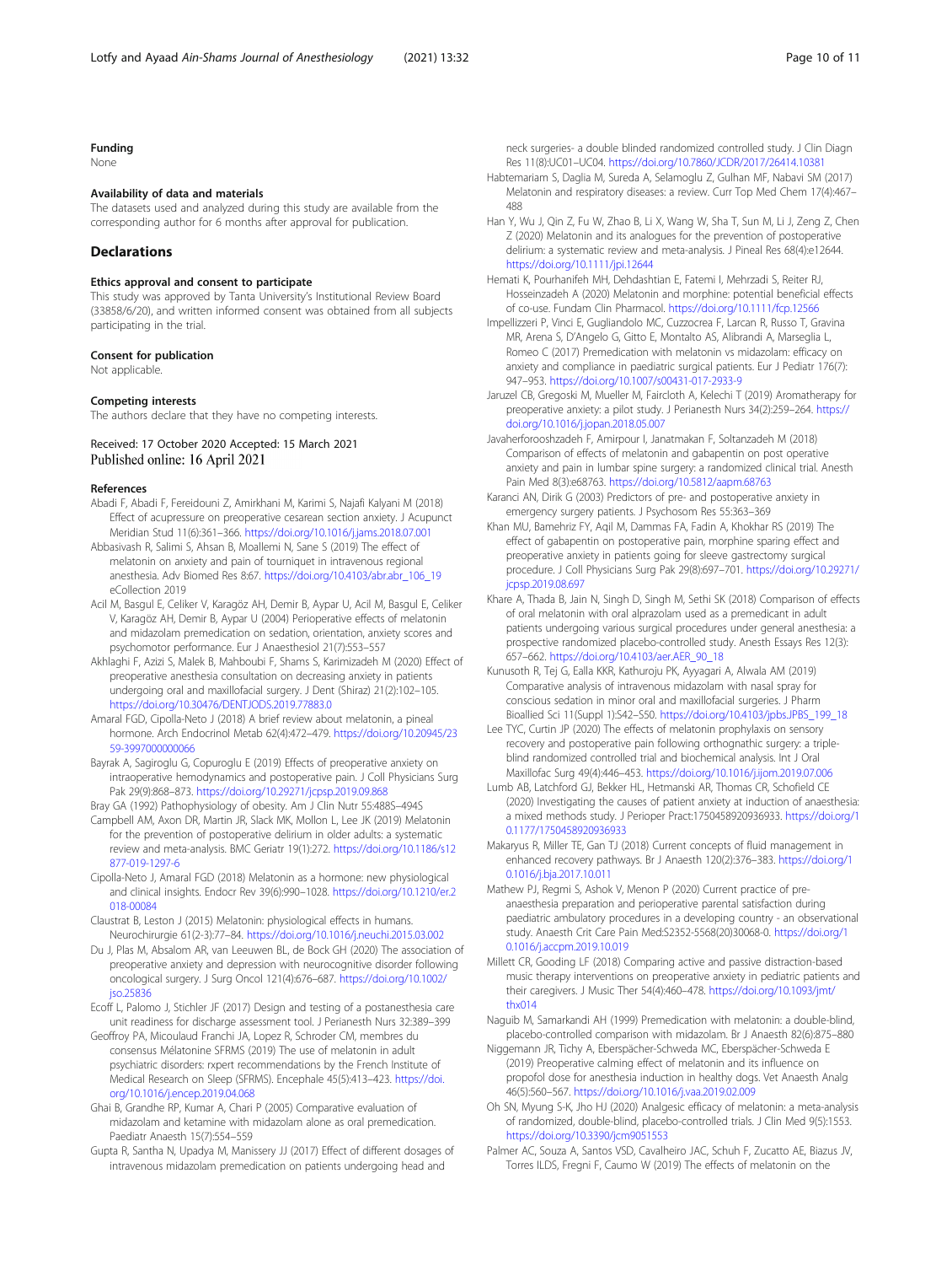### Funding

None

### Availability of data and materials

The datasets used and analyzed during this study are available from the corresponding author for 6 months after approval for publication.

## Declarations

### Ethics approval and consent to participate

This study was approved by Tanta University's Institutional Review Board (33858/6/20), and written informed consent was obtained from all subjects participating in the trial.

### Consent for publication

Not applicable.

### Competing interests

The authors declare that they have no competing interests.

Received: 17 October 2020 Accepted: 15 March 2021
Published online: 16 April 2021

### References

Abadi F, Abadi F, Fereidouni Z, Amirkhani M, Karimi S, Najafi Kalyani M (2018) Effect of acupressure on preoperative cesarean section anxiety. J Acupunct Meridian Stud 11(6):361–366. https://doi.org/10.1016/j.jams.2018.07.001

Abbasivash R, Salimi S, Ahsan B, Moallemi N, Sane S (2019) The effect of melatonin on anxiety and pain of tourniquet in intravenous regional anesthesia. Adv Biomed Res 8:67. https://doi.org/10.4103/abr.abr_106_19 eCollection 2019

Acil M, Basgul E, Celiker V, Karagöz AH, Demir B, Aypar U, Acil M, Basgul E, Celiker V, Karagöz AH, Demir B, Aypar U (2004) Perioperative effects of melatonin and midazolam premedication on sedation, orientation, anxiety scores and psychomotor performance. Eur J Anaesthesiol 21(7):553–557

Akhlaghi F, Azizi S, Malek B, Mahboubi F, Shams S, Karimizadeh M (2020) Effect of preoperative anesthesia consultation on decreasing anxiety in patients undergoing oral and maxillofacial surgery. J Dent (Shiraz) 21(2):102–105. https://doi.org/10.30476/DENTJODS.2019.77883.0

Amaral FGD, Cipolla-Neto J (2018) A brief review about melatonin, a pineal hormone. Arch Endocrinol Metab 62(4):472–479. https://doi.org/10.20945/2359-3997000000066

Bayrak A, Sagiroglu G, Copuroglu E (2019) Effects of preoperative anxiety on intraoperative hemodynamics and postoperative pain. J Coll Physicians Surg Pak 29(9):868–873. https://doi.org/10.29271/jcpsp.2019.09.868

Bray GA (1992) Pathophysiology of obesity. Am J Clin Nutr 55:488S–494S

Campbell AM, Axon DR, Martin JR, Slack MK, Mollon L, Lee JK (2019) Melatonin for the prevention of postoperative delirium in older adults: a systematic review and meta-analysis. BMC Geriatr 19(1):272. https://doi.org/10.1186/s12877-019-1297-6

Cipolla-Neto J, Amaral FGD (2018) Melatonin as a hormone: new physiological and clinical insights. Endocr Rev 39(6):990–1028. https://doi.org/10.1210/er.2018-00084

Claustrat B, Leston J (2015) Melatonin: physiological effects in humans. Neurochirurgie 61(2-3):77–84. https://doi.org/10.1016/j.neuchi.2015.03.002

Du J, Plas M, Absalom AR, van Leeuwen BL, de Bock GH (2020) The association of preoperative anxiety and depression with neurocognitive disorder following oncological surgery. J Surg Oncol 121(4):676–687. https://doi.org/10.1002/jso.25836

Ecoff L, Palomo J, Stichler JF (2017) Design and testing of a postanesthesia care unit readiness for discharge assessment tool. J Perianesth Nurs 32:389–399

Geoffroy PA, Micoulaud Franchi JA, Lopez R, Schroder CM, membres du consensus Mélatonine SFRMS (2019) The use of melatonin in adult psychiatric disorders: rxpert recommendations by the French Institute of Medical Research on Sleep (SFRMS). Encephale 45(5):413–423. https://doi.org/10.1016/j.encep.2019.04.068

Ghai B, Grandhe RP, Kumar A, Chari P (2005) Comparative evaluation of midazolam and ketamine with midazolam alone as oral premedication. Paediatr Anaesth 15(7):554–559

Gupta R, Santha N, Upadya M, Manissery JJ (2017) Effect of different dosages of intravenous midazolam premedication on patients undergoing head and neck surgeries- a double blinded randomized controlled study. J Clin Diagn Res 11(8):UC01–UC04. https://doi.org/10.7860/JCDR/2017/26414.10381

Habtemariam S, Daglia M, Sureda A, Selamoglu Z, Gulhan MF, Nabavi SM (2017) Melatonin and respiratory diseases: a review. Curr Top Med Chem 17(4):467–488

Han Y, Wu J, Qin Z, Fu W, Zhao B, Li X, Wang W, Sha T, Sun M, Li J, Zeng Z, Chen Z (2020) Melatonin and its analogues for the prevention of postoperative delirium: a systematic review and meta-analysis. J Pineal Res 68(4):e12644. https://doi.org/10.1111/jpi.12644

Hemati K, Pourhanifeh MH, Dehdashtian E, Fatemi I, Mehrzadi S, Reiter RJ, Hosseinzadeh A (2020) Melatonin and morphine: potential beneficial effects of co-use. Fundam Clin Pharmacol. https://doi.org/10.1111/fcp.12566

Impellizzeri P, Vinci E, Gugliandolo MC, Cuzzocrea F, Larcan R, Russo T, Gravina MR, Arena S, D'Angelo G, Gitto E, Montalto AS, Alibrandi A, Marseglia L, Romeo C (2017) Premedication with melatonin vs midazolam: efficacy on anxiety and compliance in paediatric surgical patients. Eur J Pediatr 176(7):947–953. https://doi.org/10.1007/s00431-017-2933-9

Jaruzel CB, Gregoski M, Mueller M, Faircloth A, Kelechi T (2019) Aromatherapy for preoperative anxiety: a pilot study. J Perianesth Nurs 34(2):259–264. https://doi.org/10.1016/j.jopan.2018.05.007

Javaherforooshzadeh F, Amirpour I, Janatmakan F, Soltanzadeh M (2018) Comparison of effects of melatonin and gabapentin on post operative anxiety and pain in lumbar spine surgery: a randomized clinical trial. Anesth Pain Med 8(3):e68763. https://doi.org/10.5812/aapm.68763

Karanci AN, Dirik G (2003) Predictors of pre- and postoperative anxiety in emergency surgery patients. J Psychosom Res 55:363–369

Khan MU, Bamehriz FY, Aqil M, Dammas FA, Fadin A, Khokhar RS (2019) The effect of gabapentin on postoperative pain, morphine sparing effect and preoperative anxiety in patients going for sleeve gastrectomy surgical procedure. J Coll Physicians Surg Pak 29(8):697–701. https://doi.org/10.29271/jcpsp.2019.08.697

Khare A, Thada B, Jain N, Singh D, Singh M, Sethi SK (2018) Comparison of effects of oral melatonin with oral alprazolam used as a premedicant in adult patients undergoing various surgical procedures under general anesthesia: a prospective randomized placebo-controlled study. Anesth Essays Res 12(3):657–662. https://doi.org/10.4103/aer.AER_90_18

Kunusoth R, Tej G, Ealla KKR, Kathuroju PK, Ayyagari A, Alwala AM (2019) Comparative analysis of intravenous midazolam with nasal spray for conscious sedation in minor oral and maxillofacial surgeries. J Pharm Bioallied Sci 11(Suppl 1):S42–S50. https://doi.org/10.4103/jpbs.JPBS_199_18

Lee TYC, Curtin JP (2020) The effects of melatonin prophylaxis on sensory recovery and postoperative pain following orthognathic surgery: a triple-blind randomized controlled trial and biochemical analysis. Int J Oral Maxillofac Surg 49(4):446–453. https://doi.org/10.1016/j.ijom.2019.07.006

Lumb AB, Latchford GJ, Bekker HL, Hetmanski AR, Thomas CR, Schofield CE (2020) Investigating the causes of patient anxiety at induction of anaesthesia: a mixed methods study. J Perioper Pract:1750458920936933. https://doi.org/10.1177/1750458920936933

Makaryus R, Miller TE, Gan TJ (2018) Current concepts of fluid management in enhanced recovery pathways. Br J Anaesth 120(2):376–383. https://doi.org/10.1016/j.bja.2017.10.011

Mathew PJ, Regmi S, Ashok V, Menon P (2020) Current practice of pre-anaesthesia preparation and perioperative parental satisfaction during paediatric ambulatory procedures in a developing country - an observational study. Anaesth Crit Care Pain Med:S2352-5568(20)30068-0. https://doi.org/10.1016/j.accpm.2019.10.019

Millett CR, Gooding LF (2018) Comparing active and passive distraction-based music therapy interventions on preoperative anxiety in pediatric patients and their caregivers. J Music Ther 54(4):460–478. https://doi.org/10.1093/jmt/thx014

Naguib M, Samarkandi AH (1999) Premedication with melatonin: a double-blind, placebo-controlled comparison with midazolam. Br J Anaesth 82(6):875–880

Niggemann JR, Tichy A, Eberspächer-Schweda MC, Eberspächer-Schweda E (2019) Preoperative calming effect of melatonin and its influence on propofol dose for anesthesia induction in healthy dogs. Vet Anaesth Analg 46(5):560–567. https://doi.org/10.1016/j.vaa.2019.02.009

Oh SN, Myung S-K, Jho HJ (2020) Analgesic efficacy of melatonin: a meta-analysis of randomized, double-blind, placebo-controlled trials. J Clin Med 9(5):1553. https://doi.org/10.3390/jcm9051553

Palmer AC, Souza A, Santos VSD, Cavalheiro JAC, Schuh F, Zucatto AE, Biazus JV, Torres ILDS, Fregni F, Caumo W (2019) The effects of melatonin on the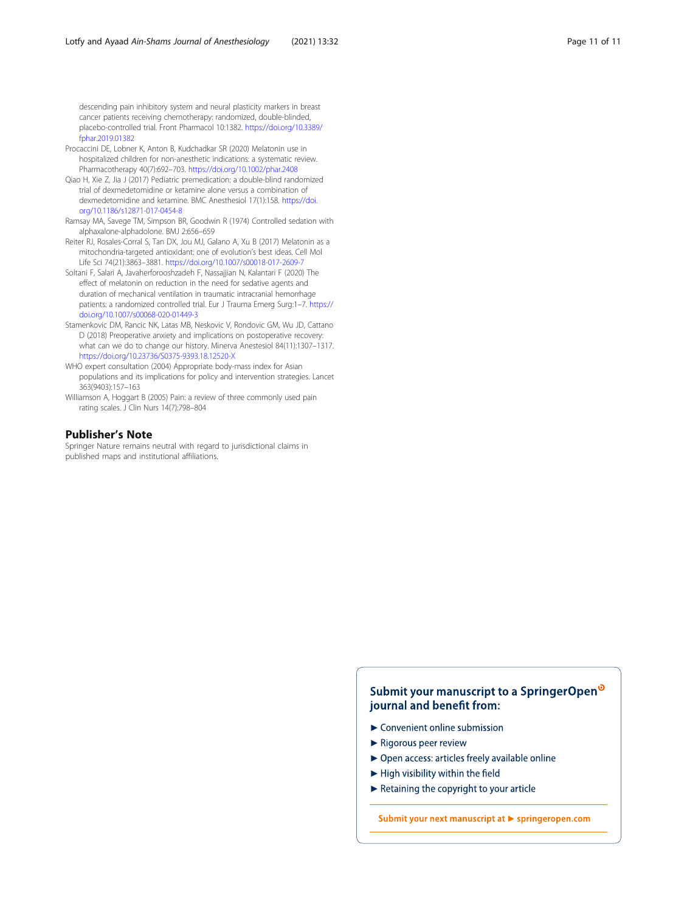descending pain inhibitory system and neural plasticity markers in breast cancer patients receiving chemotherapy: randomized, double-blinded, placebo-controlled trial. Front Pharmacol 10:1382. https://doi.org/10.3389/fphar.2019.01382

Procaccini DE, Lobner K, Anton B, Kudchadkar SR (2020) Melatonin use in hospitalized children for non-anesthetic indications: a systematic review. Pharmacotherapy 40(7):692–703. https://doi.org/10.1002/phar.2408

Qiao H, Xie Z, Jia J (2017) Pediatric premedication: a double-blind randomized trial of dexmedetomidine or ketamine alone versus a combination of dexmedetomidine and ketamine. BMC Anesthesiol 17(1):158. https://doi.org/10.1186/s12871-017-0454-8

Ramsay MA, Savege TM, Simpson BR, Goodwin R (1974) Controlled sedation with alphaxalone-alphadolone. BMJ 2:656–659

Reiter RJ, Rosales-Corral S, Tan DX, Jou MJ, Galano A, Xu B (2017) Melatonin as a mitochondria-targeted antioxidant: one of evolution's best ideas. Cell Mol Life Sci 74(21):3863–3881. https://doi.org/10.1007/s00018-017-2609-7

Soltani F, Salari A, Javaherforooshzadeh F, Nassajjian N, Kalantari F (2020) The effect of melatonin on reduction in the need for sedative agents and duration of mechanical ventilation in traumatic intracranial hemorrhage patients: a randomized controlled trial. Eur J Trauma Emerg Surg:1–7. https://doi.org/10.1007/s00068-020-01449-3

Stamenkovic DM, Rancic NK, Latas MB, Neskovic V, Rondovic GM, Wu JD, Cattano D (2018) Preoperative anxiety and implications on postoperative recovery: what can we do to change our history. Minerva Anestesiol 84(11):1307–1317. https://doi.org/10.23736/S0375-9393.18.12520-X

WHO expert consultation (2004) Appropriate body-mass index for Asian populations and its implications for policy and intervention strategies. Lancet 363(9403):157–163

Williamson A, Hoggart B (2005) Pain: a review of three commonly used pain rating scales. J Clin Nurs 14(7):798–804

## Publisher's Note

Springer Nature remains neutral with regard to jurisdictional claims in published maps and institutional affiliations.

**Submit your manuscript to a SpringerOpen journal and benefit from:**

- ► Convenient online submission
- ► Rigorous peer review
- ► Open access: articles freely available online
- ► High visibility within the field
- ► Retaining the copyright to your article

**Submit your next manuscript at ► springeropen.com**